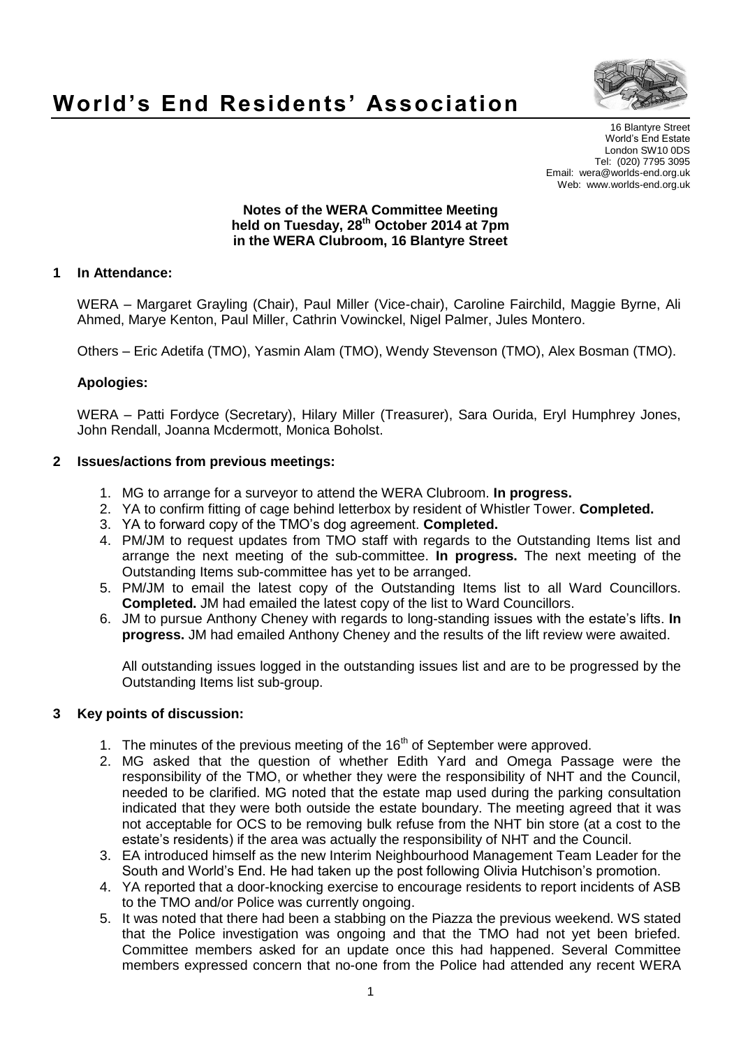# World's End Residents' Association

16 Blantyre Street
World's End Estate
London SW10 0DS
Tel: (020) 7795 3095
Email: wera@worlds-end.org.uk
Web: www.worlds-end.org.uk

**Notes of the WERA Committee Meeting held on Tuesday, 28th October 2014 at 7pm in the WERA Clubroom, 16 Blantyre Street**

## 1 In Attendance:

WERA – Margaret Grayling (Chair), Paul Miller (Vice-chair), Caroline Fairchild, Maggie Byrne, Ali Ahmed, Marye Kenton, Paul Miller, Cathrin Vowinckel, Nigel Palmer, Jules Montero.

Others – Eric Adetifa (TMO), Yasmin Alam (TMO), Wendy Stevenson (TMO), Alex Bosman (TMO).

### Apologies:

WERA – Patti Fordyce (Secretary), Hilary Miller (Treasurer), Sara Ourida, Eryl Humphrey Jones, John Rendall, Joanna Mcdermott, Monica Boholst.

## 2 Issues/actions from previous meetings:

1. MG to arrange for a surveyor to attend the WERA Clubroom. **In progress.**
2. YA to confirm fitting of cage behind letterbox by resident of Whistler Tower. **Completed.**
3. YA to forward copy of the TMO's dog agreement. **Completed.**
4. PM/JM to request updates from TMO staff with regards to the Outstanding Items list and arrange the next meeting of the sub-committee. **In progress.** The next meeting of the Outstanding Items sub-committee has yet to be arranged.
5. PM/JM to email the latest copy of the Outstanding Items list to all Ward Councillors. **Completed.** JM had emailed the latest copy of the list to Ward Councillors.
6. JM to pursue Anthony Cheney with regards to long-standing issues with the estate's lifts. **In progress.** JM had emailed Anthony Cheney and the results of the lift review were awaited.

All outstanding issues logged in the outstanding issues list and are to be progressed by the Outstanding Items list sub-group.

## 3 Key points of discussion:

1. The minutes of the previous meeting of the 16th of September were approved.
2. MG asked that the question of whether Edith Yard and Omega Passage were the responsibility of the TMO, or whether they were the responsibility of NHT and the Council, needed to be clarified. MG noted that the estate map used during the parking consultation indicated that they were both outside the estate boundary. The meeting agreed that it was not acceptable for OCS to be removing bulk refuse from the NHT bin store (at a cost to the estate's residents) if the area was actually the responsibility of NHT and the Council.
3. EA introduced himself as the new Interim Neighbourhood Management Team Leader for the South and World's End. He had taken up the post following Olivia Hutchison's promotion.
4. YA reported that a door-knocking exercise to encourage residents to report incidents of ASB to the TMO and/or Police was currently ongoing.
5. It was noted that there had been a stabbing on the Piazza the previous weekend. WS stated that the Police investigation was ongoing and that the TMO had not yet been briefed. Committee members asked for an update once this had happened. Several Committee members expressed concern that no-one from the Police had attended any recent WERA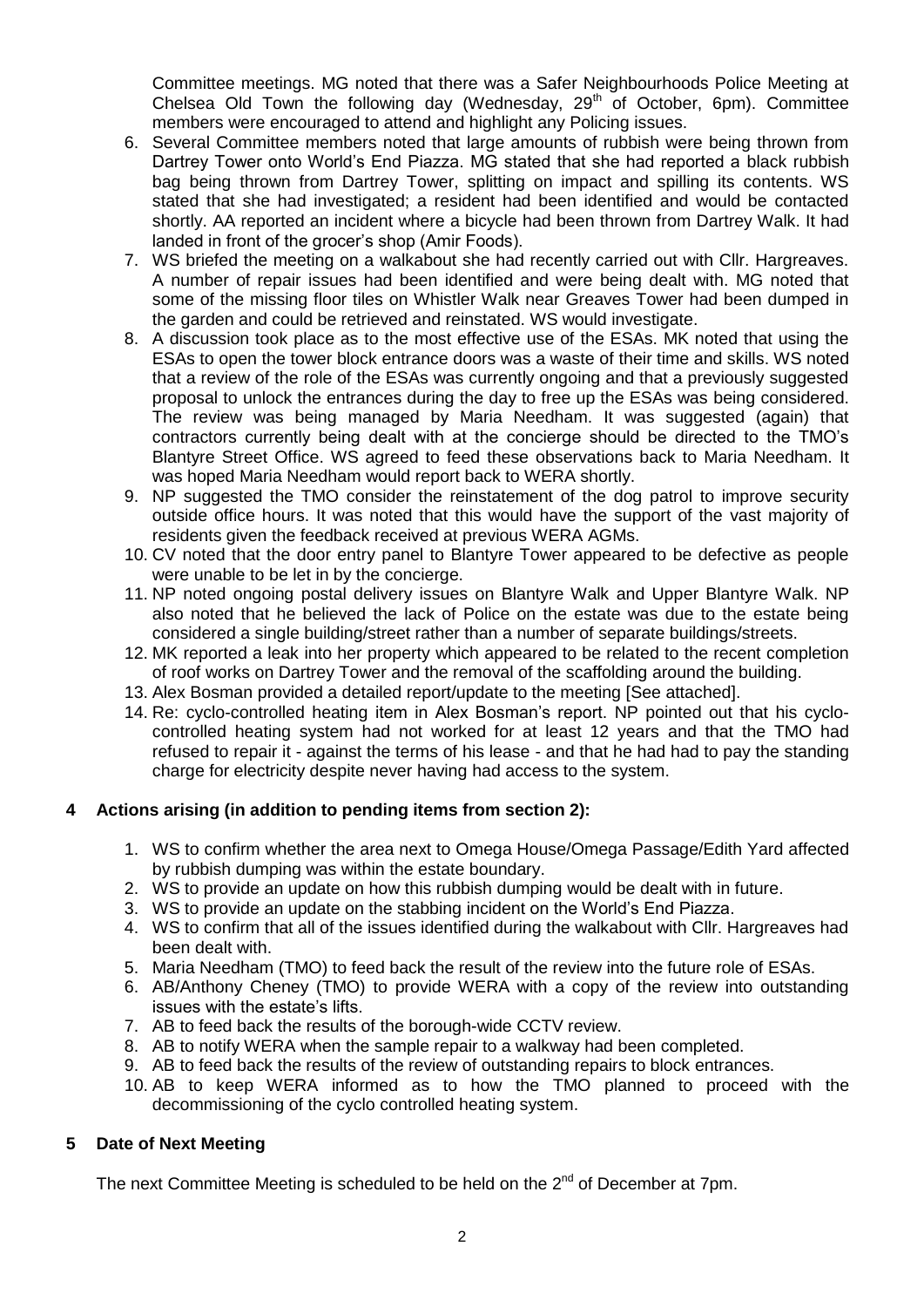Committee meetings. MG noted that there was a Safer Neighbourhoods Police Meeting at Chelsea Old Town the following day (Wednesday, 29th of October, 6pm). Committee members were encouraged to attend and highlight any Policing issues.

6. Several Committee members noted that large amounts of rubbish were being thrown from Dartrey Tower onto World's End Piazza. MG stated that she had reported a black rubbish bag being thrown from Dartrey Tower, splitting on impact and spilling its contents. WS stated that she had investigated; a resident had been identified and would be contacted shortly. AA reported an incident where a bicycle had been thrown from Dartrey Walk. It had landed in front of the grocer's shop (Amir Foods).
7. WS briefed the meeting on a walkabout she had recently carried out with Cllr. Hargreaves. A number of repair issues had been identified and were being dealt with. MG noted that some of the missing floor tiles on Whistler Walk near Greaves Tower had been dumped in the garden and could be retrieved and reinstated. WS would investigate.
8. A discussion took place as to the most effective use of the ESAs. MK noted that using the ESAs to open the tower block entrance doors was a waste of their time and skills. WS noted that a review of the role of the ESAs was currently ongoing and that a previously suggested proposal to unlock the entrances during the day to free up the ESAs was being considered. The review was being managed by Maria Needham. It was suggested (again) that contractors currently being dealt with at the concierge should be directed to the TMO's Blantyre Street Office. WS agreed to feed these observations back to Maria Needham. It was hoped Maria Needham would report back to WERA shortly.
9. NP suggested the TMO consider the reinstatement of the dog patrol to improve security outside office hours. It was noted that this would have the support of the vast majority of residents given the feedback received at previous WERA AGMs.
10. CV noted that the door entry panel to Blantyre Tower appeared to be defective as people were unable to be let in by the concierge.
11. NP noted ongoing postal delivery issues on Blantyre Walk and Upper Blantyre Walk. NP also noted that he believed the lack of Police on the estate was due to the estate being considered a single building/street rather than a number of separate buildings/streets.
12. MK reported a leak into her property which appeared to be related to the recent completion of roof works on Dartrey Tower and the removal of the scaffolding around the building.
13. Alex Bosman provided a detailed report/update to the meeting [See attached].
14. Re: cyclo-controlled heating item in Alex Bosman's report. NP pointed out that his cyclo-controlled heating system had not worked for at least 12 years and that the TMO had refused to repair it - against the terms of his lease - and that he had had to pay the standing charge for electricity despite never having had access to the system.

## 4 Actions arising (in addition to pending items from section 2):

1. WS to confirm whether the area next to Omega House/Omega Passage/Edith Yard affected by rubbish dumping was within the estate boundary.
2. WS to provide an update on how this rubbish dumping would be dealt with in future.
3. WS to provide an update on the stabbing incident on the World's End Piazza.
4. WS to confirm that all of the issues identified during the walkabout with Cllr. Hargreaves had been dealt with.
5. Maria Needham (TMO) to feed back the result of the review into the future role of ESAs.
6. AB/Anthony Cheney (TMO) to provide WERA with a copy of the review into outstanding issues with the estate's lifts.
7. AB to feed back the results of the borough-wide CCTV review.
8. AB to notify WERA when the sample repair to a walkway had been completed.
9. AB to feed back the results of the review of outstanding repairs to block entrances.
10. AB to keep WERA informed as to how the TMO planned to proceed with the decommissioning of the cyclo controlled heating system.

## 5 Date of Next Meeting

The next Committee Meeting is scheduled to be held on the 2nd of December at 7pm.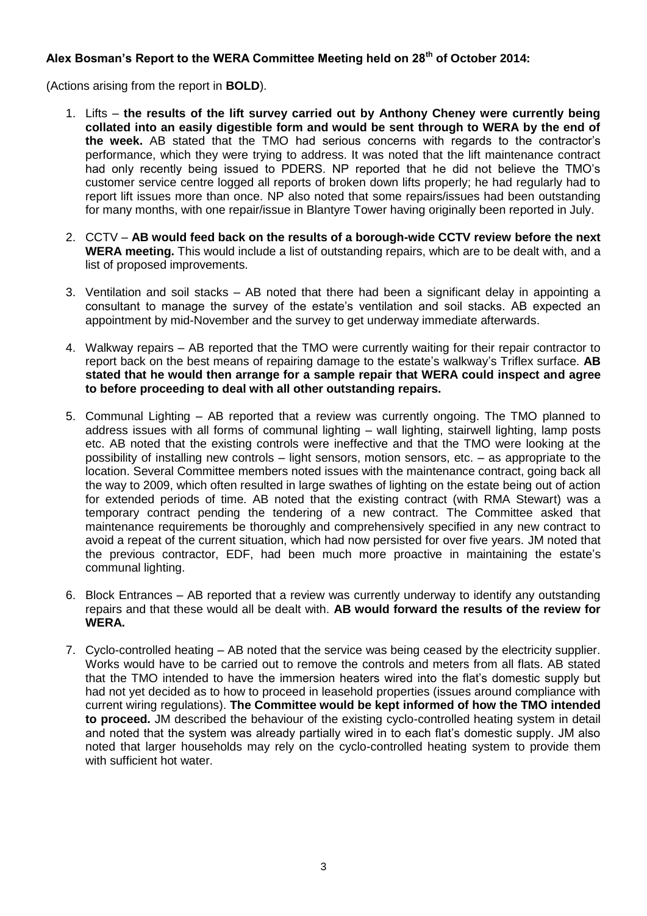**Alex Bosman's Report to the WERA Committee Meeting held on 28th of October 2014:**

(Actions arising from the report in **BOLD**).

1. Lifts – **the results of the lift survey carried out by Anthony Cheney were currently being collated into an easily digestible form and would be sent through to WERA by the end of the week.** AB stated that the TMO had serious concerns with regards to the contractor's performance, which they were trying to address. It was noted that the lift maintenance contract had only recently being issued to PDERS. NP reported that he did not believe the TMO's customer service centre logged all reports of broken down lifts properly; he had regularly had to report lift issues more than once. NP also noted that some repairs/issues had been outstanding for many months, with one repair/issue in Blantyre Tower having originally been reported in July.

2. CCTV – **AB would feed back on the results of a borough-wide CCTV review before the next WERA meeting.** This would include a list of outstanding repairs, which are to be dealt with, and a list of proposed improvements.

3. Ventilation and soil stacks – AB noted that there had been a significant delay in appointing a consultant to manage the survey of the estate's ventilation and soil stacks. AB expected an appointment by mid-November and the survey to get underway immediate afterwards.

4. Walkway repairs – AB reported that the TMO were currently waiting for their repair contractor to report back on the best means of repairing damage to the estate's walkway's Triflex surface. **AB stated that he would then arrange for a sample repair that WERA could inspect and agree to before proceeding to deal with all other outstanding repairs.**

5. Communal Lighting – AB reported that a review was currently ongoing. The TMO planned to address issues with all forms of communal lighting – wall lighting, stairwell lighting, lamp posts etc. AB noted that the existing controls were ineffective and that the TMO were looking at the possibility of installing new controls – light sensors, motion sensors, etc. – as appropriate to the location. Several Committee members noted issues with the maintenance contract, going back all the way to 2009, which often resulted in large swathes of lighting on the estate being out of action for extended periods of time. AB noted that the existing contract (with RMA Stewart) was a temporary contract pending the tendering of a new contract. The Committee asked that maintenance requirements be thoroughly and comprehensively specified in any new contract to avoid a repeat of the current situation, which had now persisted for over five years. JM noted that the previous contractor, EDF, had been much more proactive in maintaining the estate's communal lighting.

6. Block Entrances – AB reported that a review was currently underway to identify any outstanding repairs and that these would all be dealt with. **AB would forward the results of the review for WERA.**

7. Cyclo-controlled heating – AB noted that the service was being ceased by the electricity supplier. Works would have to be carried out to remove the controls and meters from all flats. AB stated that the TMO intended to have the immersion heaters wired into the flat's domestic supply but had not yet decided as to how to proceed in leasehold properties (issues around compliance with current wiring regulations). **The Committee would be kept informed of how the TMO intended to proceed.** JM described the behaviour of the existing cyclo-controlled heating system in detail and noted that the system was already partially wired in to each flat's domestic supply. JM also noted that larger households may rely on the cyclo-controlled heating system to provide them with sufficient hot water.